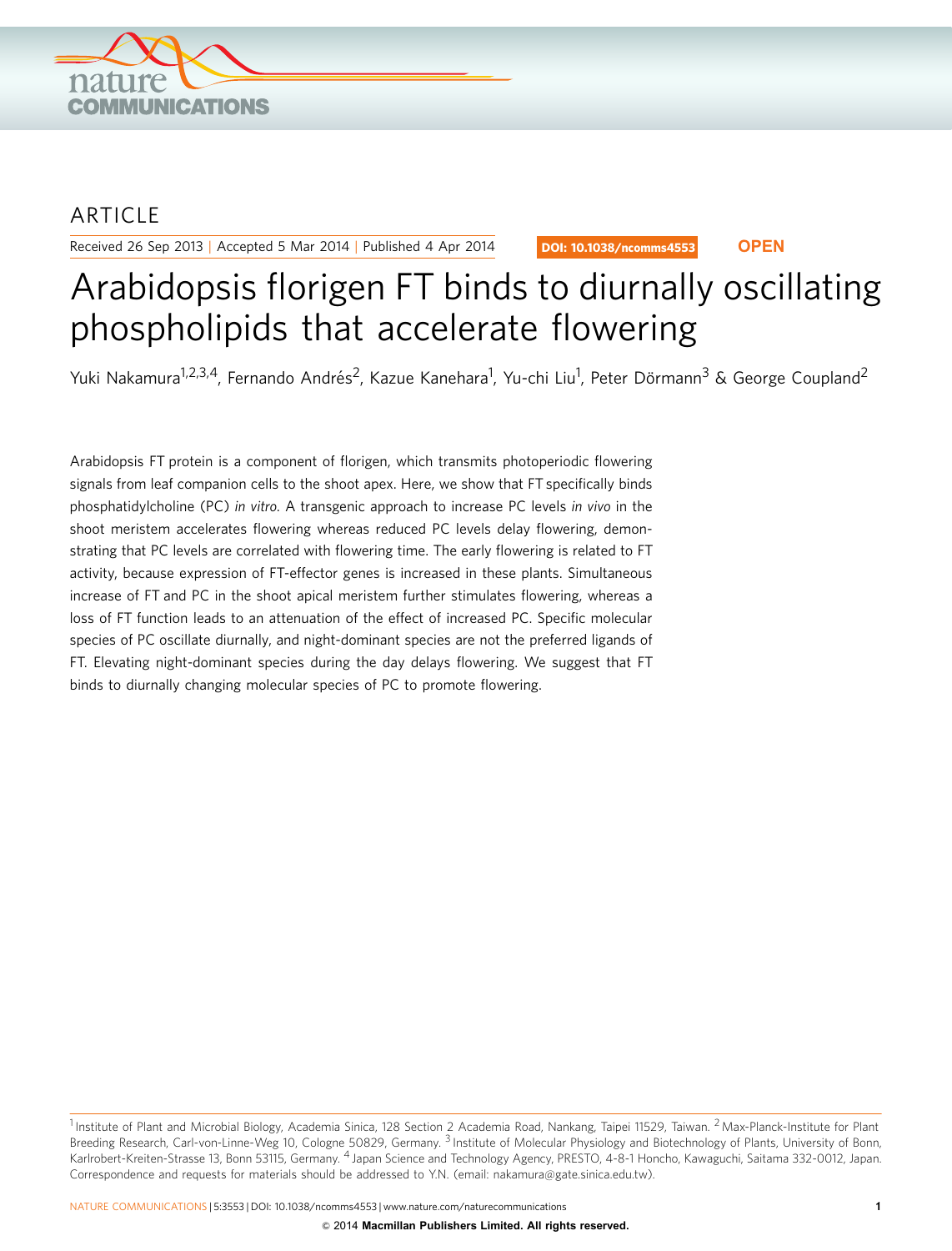ARTICLE

Received 26 Sep 2013 | Accepted 5 Mar 2014 | Published 4 Apr 2014

DOI: 10.1038/ncomms4553 OPEN

# Arabidopsis florigen FT binds to diurnally oscillating phospholipids that accelerate flowering

Yuki Nakamura[1,2,3,4], Fernando Andrés[2], Kazue Kanehara[1], Yu-chi Liu[1], Peter Dörmann[3] & George Coupland[2]

Arabidopsis FT protein is a component of florigen, which transmits photoperiodic flowering signals from leaf companion cells to the shoot apex. Here, we show that FT specifically binds phosphatidylcholine (PC) *in vitro*. A transgenic approach to increase PC levels *in vivo* in the shoot meristem accelerates flowering whereas reduced PC levels delay flowering, demonstrating that PC levels are correlated with flowering time. The early flowering is related to FT activity, because expression of FT-effector genes is increased in these plants. Simultaneous increase of FT and PC in the shoot apical meristem further stimulates flowering, whereas a loss of FT function leads to an attenuation of the effect of increased PC. Specific molecular species of PC oscillate diurnally, and night-dominant species are not the preferred ligands of FT. Elevating night-dominant species during the day delays flowering. We suggest that FT binds to diurnally changing molecular species of PC to promote flowering.

[1] Institute of Plant and Microbial Biology, Academia Sinica, 128 Section 2 Academia Road, Nankang, Taipei 11529, Taiwan. [2] Max-Planck-Institute for Plant Breeding Research, Carl-von-Linne-Weg 10, Cologne 50829, Germany. [3] Institute of Molecular Physiology and Biotechnology of Plants, University of Bonn, Karlrobert-Kreiten-Strasse 13, Bonn 53115, Germany. [4] Japan Science and Technology Agency, PRESTO, 4-8-1 Honcho, Kawaguchi, Saitama 332-0012, Japan. Correspondence and requests for materials should be addressed to Y.N. (email: nakamura@gate.sinica.edu.tw).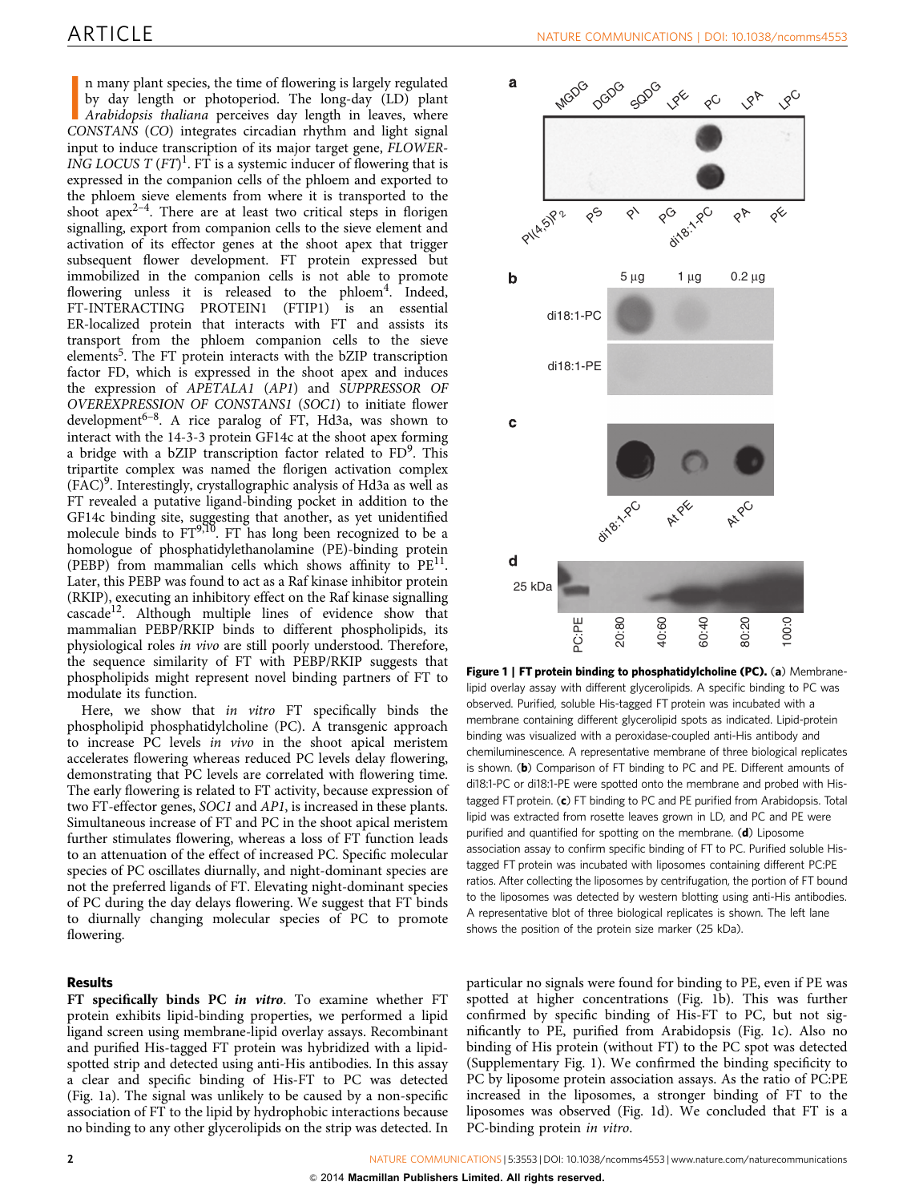In many plant species, the time of flowering is largely regulated by day length or photoperiod. The long-day (LD) plant *Arabidopsis thaliana* perceives day length in leaves, where *CONSTANS* (*CO*) integrates circadian rhythm and light signal input to induce transcription of its major target gene, *FLOWERING LOCUS T* (*FT*)[1]. FT is a systemic inducer of flowering that is expressed in the companion cells of the phloem and exported to the phloem sieve elements from where it is transported to the shoot apex[2–4]. There are at least two critical steps in florigen signalling, export from companion cells to the sieve element and activation of its effector genes at the shoot apex that trigger subsequent flower development. FT protein expressed but immobilized in the companion cells is not able to promote flowering unless it is released to the phloem[4]. Indeed, FT-INTERACTING PROTEIN1 (FTIP1) is an essential ER-localized protein that interacts with FT and assists its transport from the phloem companion cells to the sieve elements[5]. The FT protein interacts with the bZIP transcription factor FD, which is expressed in the shoot apex and induces the expression of *APETALA1* (*AP1*) and *SUPPRESSOR OF OVEREXPRESSION OF CONSTANS1* (*SOC1*) to initiate flower development[6–8]. A rice paralog of FT, Hd3a, was shown to interact with the 14-3-3 protein GF14c at the shoot apex forming a bridge with a bZIP transcription factor related to FD[9]. This tripartite complex was named the florigen activation complex (FAC)[9]. Interestingly, crystallographic analysis of Hd3a as well as FT revealed a putative ligand-binding pocket in addition to the GF14c binding site, suggesting that another, as yet unidentified molecule binds to FT[9,10]. FT has long been recognized to be a homologue of phosphatidylethanolamine (PE)-binding protein (PEBP) from mammalian cells which shows affinity to PE[11]. Later, this PEBP was found to act as a Raf kinase inhibitor protein (RKIP), executing an inhibitory effect on the Raf kinase signalling cascade[12]. Although multiple lines of evidence show that mammalian PEBP/RKIP binds to different phospholipids, its physiological roles *in vivo* are still poorly understood. Therefore, the sequence similarity of FT with PEBP/RKIP suggests that phospholipids might represent novel binding partners of FT to modulate its function.

Here, we show that *in vitro* FT specifically binds the phospholipid phosphatidylcholine (PC). A transgenic approach to increase PC levels *in vivo* in the shoot apical meristem accelerates flowering whereas reduced PC levels delay flowering, demonstrating that PC levels are correlated with flowering time. The early flowering is related to FT activity, because expression of two FT-effector genes, *SOC1* and *AP1*, is increased in these plants. Simultaneous increase of FT and PC in the shoot apical meristem further stimulates flowering, whereas a loss of FT function leads to an attenuation of the effect of increased PC. Specific molecular species of PC oscillates diurnally, and night-dominant species are not the preferred ligands of FT. Elevating night-dominant species of PC during the day delays flowering. We suggest that FT binds to diurnally changing molecular species of PC to promote flowering.

**Figure 1 | FT protein binding to phosphatidylcholine (PC).** (**a**) Membrane-lipid overlay assay with different glycerolipids. A specific binding to PC was observed. Purified, soluble His-tagged FT protein was incubated with a membrane containing different glycerolipid spots as indicated. Lipid-protein binding was visualized with a peroxidase-coupled anti-His antibody and chemiluminescence. A representative membrane of three biological replicates is shown. (**b**) Comparison of FT binding to PC and PE. Different amounts of di18:1-PC or di18:1-PE were spotted onto the membrane and probed with His-tagged FT protein. (**c**) FT binding to PC and PE purified from Arabidopsis. Total lipid was extracted from rosette leaves grown in LD, and PC and PE were purified and quantified for spotting on the membrane. (**d**) Liposome association assay to confirm specific binding of FT to PC. Purified soluble His-tagged FT protein was incubated with liposomes containing different PC:PE ratios. After collecting the liposomes by centrifugation, the portion of FT bound to the liposomes was detected by western blotting using anti-His antibodies. A representative blot of three biological replicates is shown. The left lane shows the position of the protein size marker (25 kDa).

## Results

**FT specifically binds PC *in vitro*.** To examine whether FT protein exhibits lipid-binding properties, we performed a lipid ligand screen using membrane-lipid overlay assays. Recombinant and purified His-tagged FT protein was hybridized with a lipid-spotted strip and detected using anti-His antibodies. In this assay a clear and specific binding of His-FT to PC was detected (Fig. 1a). The signal was unlikely to be caused by a non-specific association of FT to the lipid by hydrophobic interactions because no binding to any other glycerolipids on the strip was detected. In particular no signals were found for binding to PE, even if PE was spotted at higher concentrations (Fig. 1b). This was further confirmed by specific binding of His-FT to PC, but not significantly to PE, purified from Arabidopsis (Fig. 1c). Also no binding of His protein (without FT) to the PC spot was detected (Supplementary Fig. 1). We confirmed the binding specificity to PC by liposome protein association assays. As the ratio of PC:PE increased in the liposomes, a stronger binding of FT to the liposomes was observed (Fig. 1d). We concluded that FT is a PC-binding protein *in vitro*.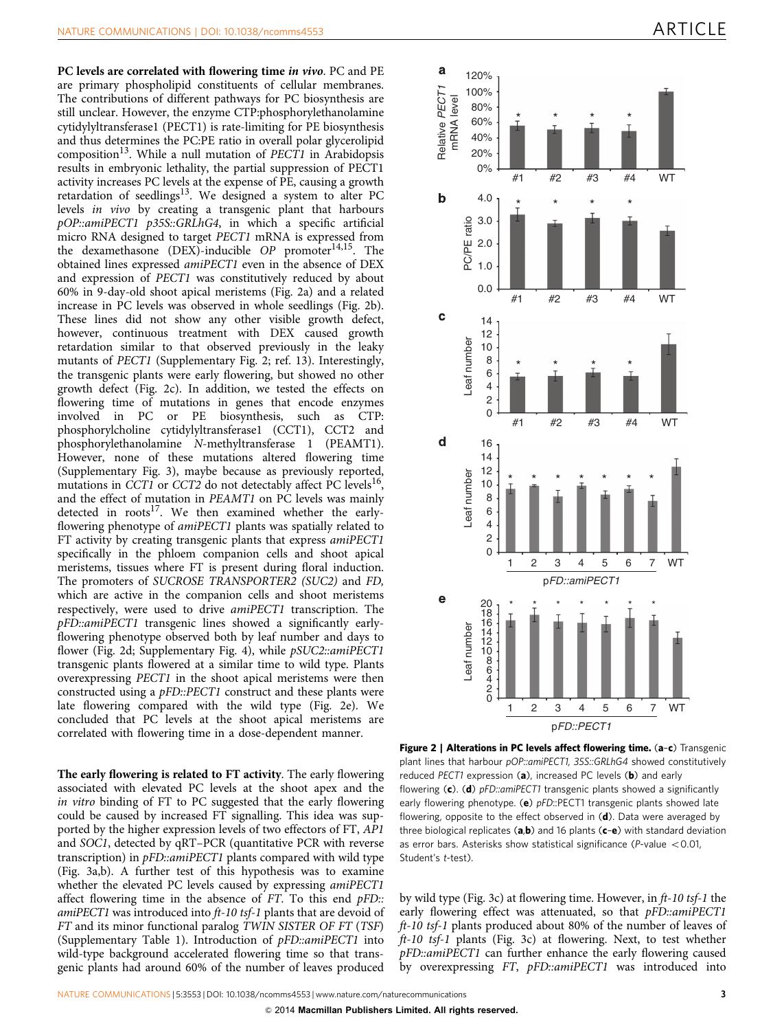**PC levels are correlated with flowering time *in vivo*.** PC and PE are primary phospholipid constituents of cellular membranes. The contributions of different pathways for PC biosynthesis are still unclear. However, the enzyme CTP:phosphorylethanolamine cytidylyltransferase1 (PECT1) is rate-limiting for PE biosynthesis and thus determines the PC:PE ratio in overall polar glycerolipid composition[13]. While a null mutation of *PECT1* in Arabidopsis results in embryonic lethality, the partial suppression of PECT1 activity increases PC levels at the expense of PE, causing a growth retardation of seedlings[13]. We designed a system to alter PC levels *in vivo* by creating a transgenic plant that harbours *pOP::amiPECT1 p35S::GRLhG4*, in which a specific artificial micro RNA designed to target *PECT1* mRNA is expressed from the dexamethasone (DEX)-inducible *OP* promoter[14,15]. The obtained lines expressed *amiPECT1* even in the absence of DEX and expression of *PECT1* was constitutively reduced by about 60% in 9-day-old shoot apical meristems (Fig. 2a) and a related increase in PC levels was observed in whole seedlings (Fig. 2b). These lines did not show any other visible growth defect, however, continuous treatment with DEX caused growth retardation similar to that observed previously in the leaky mutants of *PECT1* (Supplementary Fig. 2; ref. 13). Interestingly, the transgenic plants were early flowering, but showed no other growth defect (Fig. 2c). In addition, we tested the effects on flowering time of mutations in genes that encode enzymes involved in PC or PE biosynthesis, such as CTP: phosphorylcholine cytidylyltransferase1 (CCT1), CCT2 and phosphorylethanolamine *N*-methyltransferase 1 (PEAMT1). However, none of these mutations altered flowering time (Supplementary Fig. 3), maybe because as previously reported, mutations in *CCT1* or *CCT2* do not detectably affect PC levels[16], and the effect of mutation in *PEAMT1* on PC levels was mainly detected in roots[17]. We then examined whether the early-flowering phenotype of *amiPECT1* plants was spatially related to FT activity by creating transgenic plants that express *amiPECT1* specifically in the phloem companion cells and shoot apical meristems, tissues where FT is present during floral induction. The promoters of *SUCROSE TRANSPORTER2 (SUC2)* and *FD,* which are active in the companion cells and shoot meristems respectively, were used to drive *amiPECT1* transcription. The *pFD::amiPECT1* transgenic lines showed a significantly early-flowering phenotype observed both by leaf number and days to flower (Fig. 2d; Supplementary Fig. 4), while *pSUC2::amiPECT1* transgenic plants flowered at a similar time to wild type. Plants overexpressing *PECT1* in the shoot apical meristems were then constructed using a *pFD::PECT1* construct and these plants were late flowering compared with the wild type (Fig. 2e). We concluded that PC levels at the shoot apical meristems are correlated with flowering time in a dose-dependent manner.

**The early flowering is related to FT activity**. The early flowering associated with elevated PC levels at the shoot apex and the *in vitro* binding of FT to PC suggested that the early flowering could be caused by increased FT signalling. This idea was supported by the higher expression levels of two effectors of FT, *AP1* and *SOC1*, detected by qRT–PCR (quantitative PCR with reverse transcription) in *pFD::amiPECT1* plants compared with wild type (Fig. 3a,b). A further test of this hypothesis was to examine whether the elevated PC levels caused by expressing *amiPECT1* affect flowering time in the absence of *FT*. To this end *pFD::amiPECT1* was introduced into *ft-10 tsf-1* plants that are devoid of *FT* and its minor functional paralog *TWIN SISTER OF FT* (*TSF*) (Supplementary Table 1). Introduction of *pFD::amiPECT1* into wild-type background accelerated flowering time so that transgenic plants had around 60% of the number of leaves produced by wild type (Fig. 3c) at flowering time. However, in *ft-10 tsf-1* the early flowering effect was attenuated, so that *pFD::amiPECT1 ft-10 tsf-1* plants produced about 80% of the number of leaves of *ft-10 tsf-1* plants (Fig. 3c) at flowering. Next, to test whether *pFD::amiPECT1* can further enhance the early flowering caused by overexpressing *FT*, *pFD::amiPECT1* was introduced into

**Figure 2 | Alterations in PC levels affect flowering time.** (**a**–**c**) Transgenic plant lines that harbour *pOP::amiPECT1, 35S::GRLhG4* showed constitutively reduced *PECT1* expression (**a**), increased PC levels (**b**) and early flowering (**c**). (**d**) *pFD::amiPECT1* transgenic plants showed a significantly early flowering phenotype. (**e**) *pFD::*PECT1 transgenic plants showed late flowering, opposite to the effect observed in (**d**). Data were averaged by three biological replicates (**a**,**b**) and 16 plants (**c**–**e**) with standard deviation as error bars. Asterisks show statistical significance ($P$-value $<0.01$, Student's $t$-test).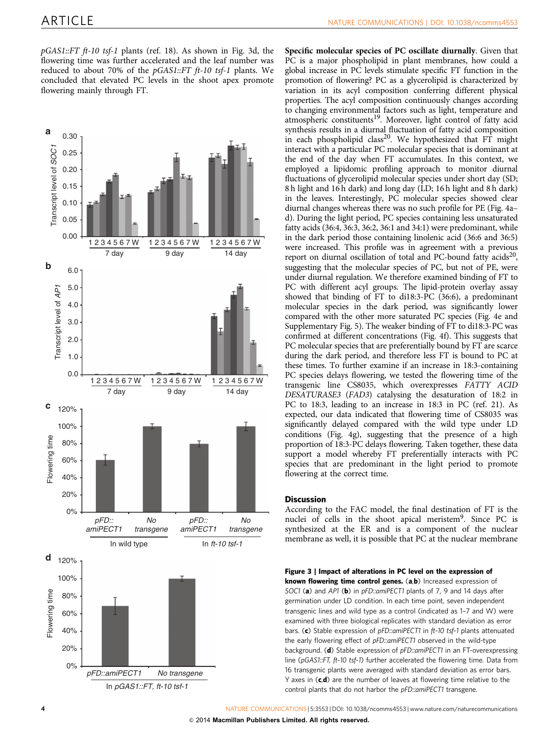*pGAS1::FT ft-10 tsf-1* plants (ref. 18). As shown in Fig. 3d, the flowering time was further accelerated and the leaf number was reduced to about 70% of the *pGAS1::FT ft-10 tsf-1* plants. We concluded that elevated PC levels in the shoot apex promote flowering mainly through FT.

**Figure 3 | Impact of alterations in PC level on the expression of known flowering time control genes.** (**a**,**b**) Increased expression of *SOC1* (**a**) and *AP1* (**b**) in *pFD::amiPECT1* plants of 7, 9 and 14 days after germination under LD condition. In each time point, seven independent transgenic lines and wild type as a control (indicated as 1–7 and W) were examined with three biological replicates with standard deviation as error bars. (**c**) Stable expression of *pFD::amiPECT1* in *ft-10 tsf-1* plants attenuated the early flowering effect of *pFD::amiPECT1* observed in the wild-type background. (**d**) Stable expression of *pFD::amiPECT1* in an FT-overexpressing line (*pGAS1::FT, ft-10 tsf-1*) further accelerated the flowering time. Data from 16 transgenic plants were averaged with standard deviation as error bars. Y axes in (**c**,**d**) are the number of leaves at flowering time relative to the control plants that do not harbor the *pFD::amiPECT1* transgene.

**Specific molecular species of PC oscillate diurnally.** Given that PC is a major phospholipid in plant membranes, how could a global increase in PC levels stimulate specific FT function in the promotion of flowering? PC as a glycerolipid is characterized by variation in its acyl composition conferring different physical properties. The acyl composition continuously changes according to changing environmental factors such as light, temperature and atmospheric constituents[19]. Moreover, light control of fatty acid synthesis results in a diurnal fluctuation of fatty acid composition in each phospholipid class[20]. We hypothesized that FT might interact with a particular PC molecular species that is dominant at the end of the day when FT accumulates. In this context, we employed a lipidomic profiling approach to monitor diurnal fluctuations of glycerolipid molecular species under short day (SD; 8 h light and 16 h dark) and long day (LD; 16 h light and 8 h dark) in the leaves. Interestingly, PC molecular species showed clear diurnal changes whereas there was no such profile for PE (Fig. 4a–d). During the light period, PC species containing less unsaturated fatty acids (36:4, 36:3, 36:2, 36:1 and 34:1) were predominant, while in the dark period those containing linolenic acid (36:6 and 36:5) were increased. This profile was in agreement with a previous report on diurnal oscillation of total and PC-bound fatty acids[20], suggesting that the molecular species of PC, but not of PE, were under diurnal regulation. We therefore examined binding of FT to PC with different acyl groups. The lipid-protein overlay assay showed that binding of FT to di18:3-PC (36:6), a predominant molecular species in the dark period, was significantly lower compared with the other more saturated PC species (Fig. 4e and Supplementary Fig. 5). The weaker binding of FT to di18:3-PC was confirmed at different concentrations (Fig. 4f). This suggests that PC molecular species that are preferentially bound by FT are scarce during the dark period, and therefore less FT is bound to PC at these times. To further examine if an increase in 18:3-containing PC species delays flowering, we tested the flowering time of the transgenic line CS8035, which overexpresses *FATTY ACID DESATURASE3* (*FAD3*) catalysing the desaturation of 18:2 in PC to 18:3, leading to an increase in 18:3 in PC (ref. 21). As expected, our data indicated that flowering time of CS8035 was significantly delayed compared with the wild type under LD conditions (Fig. 4g), suggesting that the presence of a high proportion of 18:3-PC delays flowering. Taken together, these data support a model whereby FT preferentially interacts with PC species that are predominant in the light period to promote flowering at the correct time.

## Discussion

According to the FAC model, the final destination of FT is the nuclei of cells in the shoot apical meristem[9]. Since PC is synthesized at the ER and is a component of the nuclear membrane as well, it is possible that PC at the nuclear membrane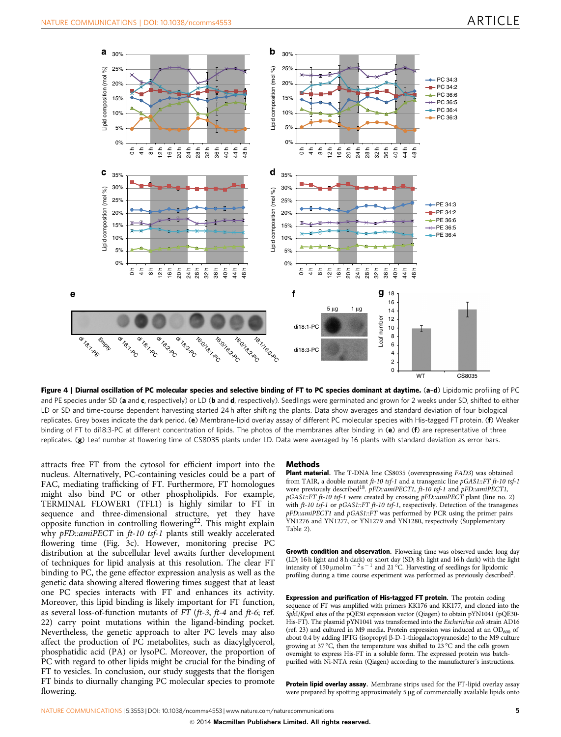**Figure 4 | Diurnal oscillation of PC molecular species and selective binding of FT to PC species dominant at daytime.** (**a**–**d**) Lipidomic profiling of PC and PE species under SD (**a** and **c**, respectively) or LD (**b** and **d**, respectively). Seedlings were germinated and grown for 2 weeks under SD, shifted to either LD or SD and time-course dependent harvesting started 24 h after shifting the plants. Data show averages and standard deviation of four biological replicates. Grey boxes indicate the dark period. (**e**) Membrane-lipid overlay assay of different PC molecular species with His-tagged FT protein. (**f**) Weaker binding of FT to di18:3-PC at different concentration of lipids. The photos of the membranes after binding in (**e**) and (**f**) are representative of three replicates. (**g**) Leaf number at flowering time of CS8035 plants under LD. Data were averaged by 16 plants with standard deviation as error bars.

attracts free FT from the cytosol for efficient import into the nucleus. Alternatively, PC-containing vesicles could be a part of FAC, mediating trafficking of FT. Furthermore, FT homologues might also bind PC or other phospholipids. For example, TERMINAL FLOWER1 (TFL1) is highly similar to FT in sequence and three-dimensional structure, yet they have opposite function in controlling flowering[22]. This might explain why *pFD::amiPECT* in *ft-10 tsf-1* plants still weakly accelerated flowering time (Fig. 3c). However, monitoring precise PC distribution at the subcellular level awaits further development of techniques for lipid analysis at this resolution. The clear FT binding to PC, the gene effector expression analysis as well as the genetic data showing altered flowering times suggest that at least one PC species interacts with FT and enhances its activity. Moreover, this lipid binding is likely important for FT function, as several loss-of-function mutants of *FT* (*ft-3*, *ft-4* and *ft-6*; ref. 22) carry point mutations within the ligand-binding pocket. Nevertheless, the genetic approach to alter PC levels may also affect the production of PC metabolites, such as diacylglycerol, phosphatidic acid (PA) or lysoPC. Moreover, the proportion of PC with regard to other lipids might be crucial for the binding of FT to vesicles. In conclusion, our study suggests that the florigen FT binds to diurnally changing PC molecular species to promote flowering.

## Methods

**Plant material.** The T-DNA line CS8035 (overexpressing *FAD3*) was obtained from TAIR, a double mutant *ft-10 tsf-1* and a transgenic line *pGAS1::FT ft-10 tsf-1* were previously described[18]. *pFD::amiPECT1, ft-10 tsf-1* and *pFD::amiPECT1, pGAS1::FT ft-10 tsf-1* were created by crossing *pFD::amiPECT* plant (line no. 2) with *ft-10 tsf-1* or *pGAS1::FT ft-10 tsf-1*, respectively. Detection of the transgenes *pFD::amiPECT1* and *pGAS1::FT* was performed by PCR using the primer pairs YN1276 and YN1277, or YN1279 and YN1280, respectively (Supplementary Table 2).

**Growth condition and observation.** Flowering time was observed under long day (LD; 16 h light and 8 h dark) or short day (SD; 8 h light and 16 h dark) with the light intensity of 150 $\mu$mol m$^{-2}$ s$^{-1}$ and 21 °C. Harvesting of seedlings for lipidomic profiling during a time course experiment was performed as previously described[2].

**Expression and purification of His-tagged FT protein.** The protein coding sequence of FT was amplified with primers KK176 and KK177, and cloned into the *SphI*/*KpnI* sites of the pQE30 expression vector (Qiagen) to obtain pYN1041 (pQE30-His-FT). The plasmid pYN1041 was transformed into the *Escherichia coli* strain AD16 (ref. 23) and cultured in M9 media. Protein expression was induced at an $OD_{600}$ of about 0.4 by adding IPTG (isopropyl β-D-1-thiogalactopyranoside) to the M9 culture growing at 37 °C, then the temperature was shifted to 23 °C and the cells grown overnight to express His-FT in a soluble form. The expressed protein was batch-purified with Ni-NTA resin (Qiagen) according to the manufacturer's instructions.

**Protein lipid overlay assay.** Membrane strips used for the FT-lipid overlay assay were prepared by spotting approximately 5 µg of commercially available lipids onto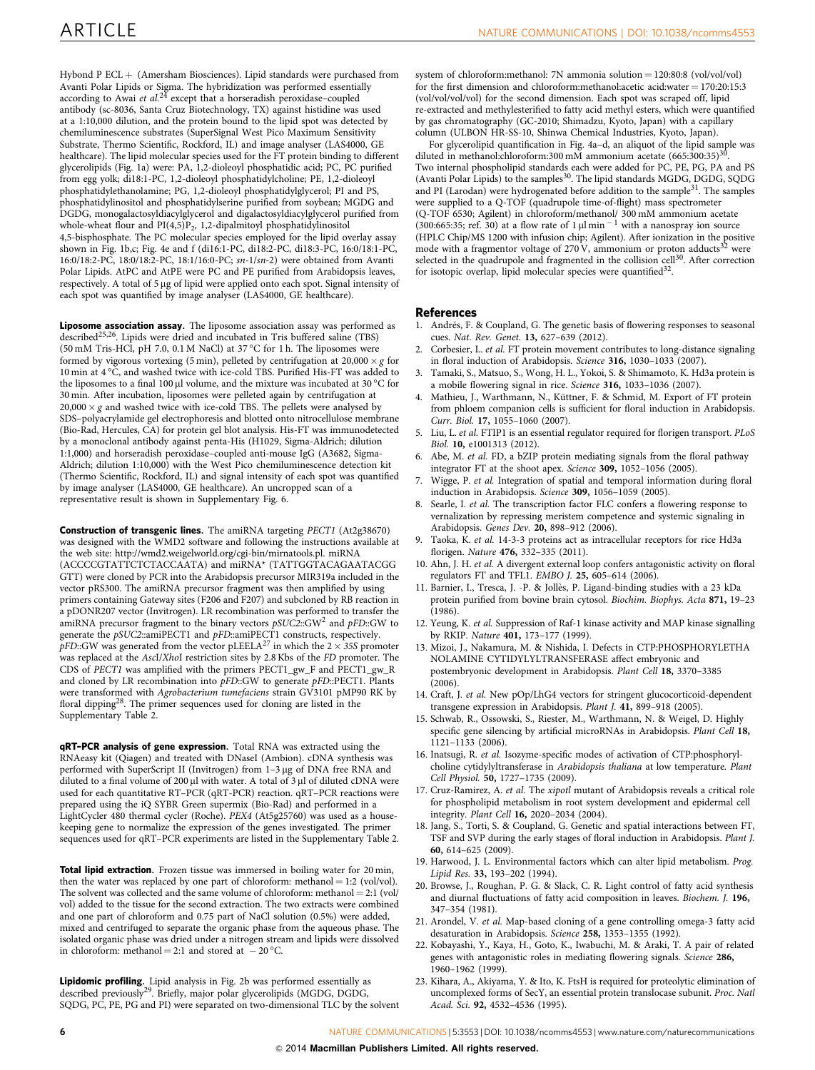Hybond P ECL+ (Amersham Biosciences). Lipid standards were purchased from Avanti Polar Lipids or Sigma. The hybridization was performed essentially according to Awai *et al.*[24] except that a horseradish peroxidase–coupled antibody (sc-8036, Santa Cruz Biotechnology, TX) against histidine was used at a 1:10,000 dilution, and the protein bound to the lipid spot was detected by chemiluminescence substrates (SuperSignal West Pico Maximum Sensitivity Substrate, Thermo Scientific, Rockford, IL) and image analyser (LAS4000, GE healthcare). The lipid molecular species used for the FT protein binding to different glycerolipids (Fig. 1a) were: PA, 1,2-dioleoyl phosphatidic acid; PC, PC purified from egg yolk; di18:1-PC, 1,2-dioleoyl phosphatidylcholine; PE, 1,2-dioleoyl phosphatidylethanolamine; PG, 1,2-dioleoyl phosphatidylglycerol; PI and PS, phosphatidylinositol and phosphatidylserine purified from soybean; MGDG and DGDG, monogalactosyldiacylglycerol and digalactosyldiacylglycerol purified from whole-wheat flour and $PI(4,5)P_2$, 1,2-dipalmitoyl phosphatidylinositol 4,5-bisphosphate. The PC molecular species employed for the lipid overlay assay shown in Fig. 1b,c; Fig. 4e and f (di16:1-PC, di18:2-PC, di18:3-PC, 16:0/18:1-PC, 16:0/18:2-PC, 18:0/18:2-PC, 18:1/16:0-PC; *sn*-1/*sn*-2) were obtained from Avanti Polar Lipids. AtPC and AtPE were PC and PE purified from Arabidopsis leaves, respectively. A total of 5 μg of lipid were applied onto each spot. Signal intensity of each spot was quantified by image analyser (LAS4000, GE healthcare).

**Liposome association assay.** The liposome association assay was performed as described[25,26]. Lipids were dried and incubated in Tris buffered saline (TBS) (50 mM Tris-HCl, pH 7.0, 0.1 M NaCl) at 37 °C for 1 h. The liposomes were formed by vigorous vortexing (5 min), pelleted by centrifugation at 20,000 × *g* for 10 min at 4 °C, and washed twice with ice-cold TBS. Purified His-FT was added to the liposomes to a final 100 μl volume, and the mixture was incubated at 30 °C for 30 min. After incubation, liposomes were pelleted again by centrifugation at 20,000 × *g* and washed twice with ice-cold TBS. The pellets were analysed by SDS–polyacrylamide gel electrophoresis and blotted onto nitrocellulose membrane (Bio-Rad, Hercules, CA) for protein gel blot analysis. His-FT was immunodetected by a monoclonal antibody against penta-His (H1029, Sigma-Aldrich; dilution 1:1,000) and horseradish peroxidase–coupled anti-mouse IgG (A3682, Sigma-Aldrich; dilution 1:10,000) with the West Pico chemiluminescence detection kit (Thermo Scientific, Rockford, IL) and signal intensity of each spot was quantified by image analyser (LAS4000, GE healthcare). An uncropped scan of a representative result is shown in Supplementary Fig. 6.

**Construction of transgenic lines.** The amiRNA targeting *PECT1* (At2g38670) was designed with the WMD2 software and following the instructions available at the web site: http://wmd2.weigelworld.org/cgi-bin/mirnatools.pl. miRNA (ACCCCGTATTCTCTACCAATA) and miRNA* (TATTGGTACAGAATACGG GTT) were cloned by PCR into the Arabidopsis precursor MIR319a included in the vector pRS300. The amiRNA precursor fragment was then amplified by using primers containing Gateway sites (F206 and F207) and subcloned by RB reaction in a pDONR207 vector (Invitrogen). LR recombination was performed to transfer the amiRNA precursor fragment to the binary vectors *pSUC2*::GW[2] and *pFD*::GW to generate the *pSUC2*::amiPECT1 and *pFD*::amiPECT1 constructs, respectively. *pFD*::GW was generated from the vector pLEELA[27] in which the 2 × *35S* promoter was replaced at the *Asc*I/*Xho*I restriction sites by 2.8 Kbs of the *FD* promoter. The CDS of *PECT1* was amplified with the primers PECT1_gw_F and PECT1_gw_R and cloned by LR recombination into *pFD*::GW to generate *pFD*::PECT1. Plants were transformed with *Agrobacterium tumefaciens* strain GV3101 pMP90 RK by floral dipping[28]. The primer sequences used for cloning are listed in the Supplementary Table 2.

**qRT–PCR analysis of gene expression.** Total RNA was extracted using the RNAeasy kit (Qiagen) and treated with DNaseI (Ambion). cDNA synthesis was performed with SuperScript II (Invitrogen) from 1–3 μg of DNA free RNA and diluted to a final volume of 200 μl with water. A total of 3 μl of diluted cDNA were used for each quantitative RT–PCR (qRT-PCR) reaction. qRT–PCR reactions were prepared using the iQ SYBR Green supermix (Bio-Rad) and performed in a LightCycler 480 thermal cycler (Roche). *PEX4* (At5g25760) was used as a house-keeping gene to normalize the expression of the genes investigated. The primer sequences used for qRT–PCR experiments are listed in the Supplementary Table 2.

**Total lipid extraction.** Frozen tissue was immersed in boiling water for 20 min, then the water was replaced by one part of chloroform: methanol = 1:2 (vol/vol). The solvent was collected and the same volume of chloroform: methanol = 2:1 (vol/vol) added to the tissue for the second extraction. The two extracts were combined and one part of chloroform and 0.75 part of NaCl solution (0.5%) were added, mixed and centrifuged to separate the organic phase from the aqueous phase. The isolated organic phase was dried under a nitrogen stream and lipids were dissolved in chloroform: methanol = 2:1 and stored at − 20 °C.

**Lipidomic profiling.** Lipid analysis in Fig. 2b was performed essentially as described previously[29]. Briefly, major polar glycerolipids (MGDG, DGDG, SQDG, PC, PE, PG and PI) were separated on two-dimensional TLC by the solvent system of chloroform:methanol: 7N ammonia solution = 120:80:8 (vol/vol/vol) for the first dimension and chloroform:methanol:acetic acid:water = 170:20:15:3 (vol/vol/vol/vol) for the second dimension. Each spot was scraped off, lipid re-extracted and methylesterified to fatty acid methyl esters, which were quantified by gas chromatography (GC-2010; Shimadzu, Kyoto, Japan) with a capillary column (ULBON HR-SS-10, Shinwa Chemical Industries, Kyoto, Japan).

For glycerolipid quantification in Fig. 4a–d, an aliquot of the lipid sample was diluted in methanol:chloroform:300 mM ammonium acetate (665:300:35)[30]. Two internal phospholipid standards each were added for PC, PE, PG, PA and PS (Avanti Polar Lipids) to the samples[30]. The lipid standards MGDG, DGDG, SQDG and PI (Larodan) were hydrogenated before addition to the sample[31]. The samples were supplied to a Q-TOF (quadrupole time-of-flight) mass spectrometer (Q-TOF 6530; Agilent) in chloroform/methanol/ 300 mM ammonium acetate (300:665:35; ref. 30) at a flow rate of 1 μl min$^{-1}$ with a nanospray ion source (HPLC Chip/MS 1200 with infusion chip; Agilent). After ionization in the positive mode with a fragmentor voltage of 270 V, ammonium or proton adducts[32] were selected in the quadrupole and fragmented in the collision cell[30]. After correction for isotopic overlap, lipid molecular species were quantified[32].

## References

1. Andrés, F. & Coupland, G. The genetic basis of flowering responses to seasonal cues. *Nat. Rev. Genet.* **13**, 627–639 (2012).
2. Corbesier, L. *et al.* FT protein movement contributes to long-distance signaling in floral induction of Arabidopsis. *Science* **316**, 1030–1033 (2007).
3. Tamaki, S., Matsuo, S., Wong, H. L., Yokoi, S. & Shimamoto, K. Hd3a protein is a mobile flowering signal in rice. *Science* **316**, 1033–1036 (2007).
4. Mathieu, J., Warthmann, N., Küttner, F. & Schmid, M. Export of FT protein from phloem companion cells is sufficient for floral induction in Arabidopsis. *Curr. Biol.* **17**, 1055–1060 (2007).
5. Liu, L. *et al.* FTIP1 is an essential regulator required for florigen transport. *PLoS Biol.* **10**, e1001313 (2012).
6. Abe, M. *et al.* FD, a bZIP protein mediating signals from the floral pathway integrator FT at the shoot apex. *Science* **309**, 1052–1056 (2005).
7. Wigge, P. *et al.* Integration of spatial and temporal information during floral induction in Arabidopsis. *Science* **309**, 1056–1059 (2005).
8. Searle, I. *et al.* The transcription factor FLC confers a flowering response to vernalization by repressing meristem competence and systemic signaling in Arabidopsis. *Genes Dev.* **20**, 898–912 (2006).
9. Taoka, K. *et al.* 14-3-3 proteins act as intracellular receptors for rice Hd3a florigen. *Nature* **476**, 332–335 (2011).
10. Ahn, J. H. *et al.* A divergent external loop confers antagonistic activity on floral regulators FT and TFL1. *EMBO J.* **25**, 605–614 (2006).
11. Barnier, I., Tresca, J. -P. & Jollès, P. Ligand-binding studies with a 23 kDa protein purified from bovine brain cytosol. *Biochim. Biophys. Acta* **871**, 19–23 (1986).
12. Yeung, K. *et al.* Suppression of Raf-1 kinase activity and MAP kinase signalling by RKIP. *Nature* **401**, 173–177 (1999).
13. Mizoi, J., Nakamura, M. & Nishida, I. Defects in CTP:PHOSPHORYLETHA NOLAMINE CYTIDYLYLTRANSFERASE affect embryonic and postembryonic development in Arabidopsis. *Plant Cell* **18**, 3370–3385 (2006).
14. Craft, J. *et al.* New pOp/LhG4 vectors for stringent glucocorticoid-dependent transgene expression in Arabidopsis. *Plant J.* **41**, 899–918 (2005).
15. Schwab, R., Ossowski, S., Riester, M., Warthmann, N. & Weigel, D. Highly specific gene silencing by artificial microRNAs in Arabidopsis. *Plant Cell* **18**, 1121–1133 (2006).
16. Inatsugi, R. *et al.* Isozyme-specific modes of activation of CTP:phosphorylcholine cytidylyltransferase in *Arabidopsis thaliana* at low temperature. *Plant Cell Physiol.* **50**, 1727–1735 (2009).
17. Cruz-Ramirez, A. *et al.* The *xipotl* mutant of Arabidopsis reveals a critical role for phospholipid metabolism in root system development and epidermal cell integrity. *Plant Cell* **16**, 2020–2034 (2004).
18. Jang, S., Torti, S. & Coupland, G. Genetic and spatial interactions between FT, TSF and SVP during the early stages of floral induction in Arabidopsis. *Plant J.* **60**, 614–625 (2009).
19. Harwood, J. L. Environmental factors which can alter lipid metabolism. *Prog. Lipid Res.* **33**, 193–202 (1994).
20. Browse, J., Roughan, P. G. & Slack, C. R. Light control of fatty acid synthesis and diurnal fluctuations of fatty acid composition in leaves. *Biochem. J.* **196**, 347–354 (1981).
21. Arondel, V. *et al.* Map-based cloning of a gene controlling omega-3 fatty acid desaturation in Arabidopsis. *Science* **258**, 1353–1355 (1992).
22. Kobayashi, Y., Kaya, H., Goto, K., Iwabuchi, M. & Araki, T. A pair of related genes with antagonistic roles in mediating flowering signals. *Science* **286**, 1960–1962 (1999).
23. Kihara, A., Akiyama, Y. & Ito, K. FtsH is required for proteolytic elimination of uncomplexed forms of SecY, an essential protein translocase subunit. *Proc. Natl Acad. Sci.* **92**, 4532–4536 (1995).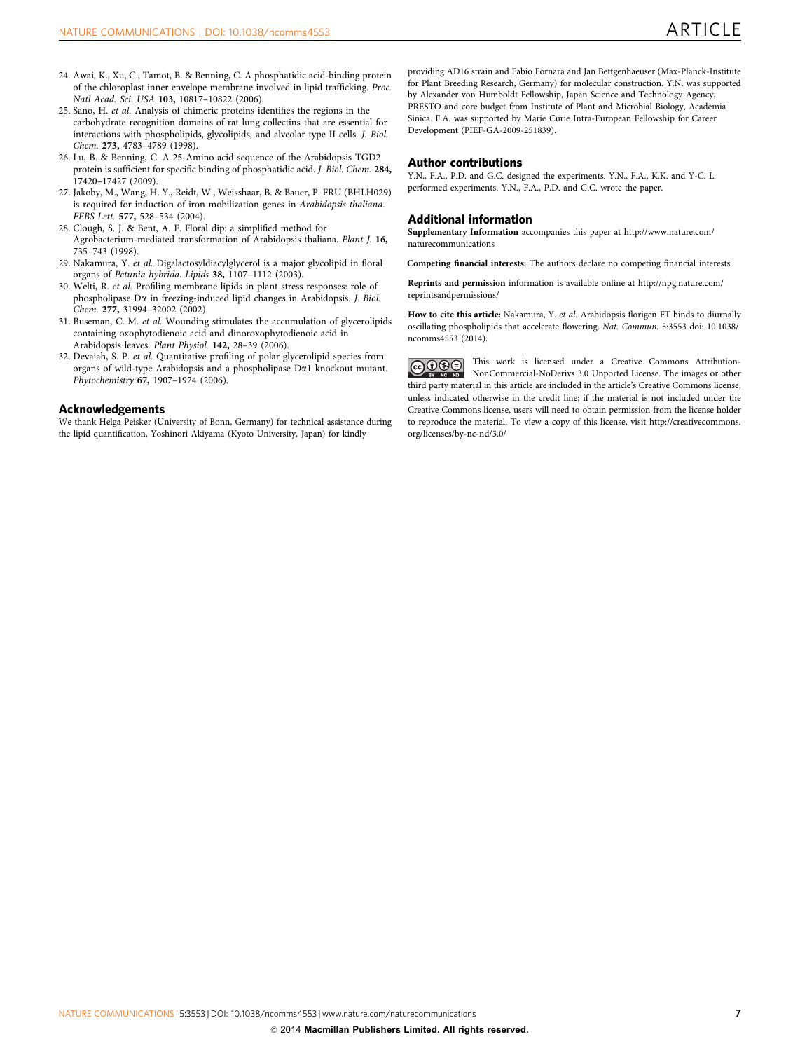24. Awai, K., Xu, C., Tamot, B. & Benning, C. A phosphatidic acid-binding protein of the chloroplast inner envelope membrane involved in lipid trafficking. *Proc. Natl Acad. Sci. USA* **103,** 10817–10822 (2006).
25. Sano, H. *et al.* Analysis of chimeric proteins identifies the regions in the carbohydrate recognition domains of rat lung collectins that are essential for interactions with phospholipids, glycolipids, and alveolar type II cells. *J. Biol. Chem.* **273,** 4783–4789 (1998).
26. Lu, B. & Benning, C. A 25-Amino acid sequence of the Arabidopsis TGD2 protein is sufficient for specific binding of phosphatidic acid. *J. Biol. Chem.* **284,** 17420–17427 (2009).
27. Jakoby, M., Wang, H. Y., Reidt, W., Weisshaar, B. & Bauer, P. FRU (BHLH029) is required for induction of iron mobilization genes in *Arabidopsis thaliana*. *FEBS Lett.* **577,** 528–534 (2004).
28. Clough, S. J. & Bent, A. F. Floral dip: a simplified method for Agrobacterium-mediated transformation of Arabidopsis thaliana. *Plant J.* **16,** 735–743 (1998).
29. Nakamura, Y. *et al.* Digalactosyldiacylglycerol is a major glycolipid in floral organs of *Petunia hybrida*. *Lipids* **38,** 1107–1112 (2003).
30. Welti, R. *et al.* Profiling membrane lipids in plant stress responses: role of phospholipase Dα in freezing-induced lipid changes in Arabidopsis. *J. Biol. Chem.* **277,** 31994–32002 (2002).
31. Buseman, C. M. *et al.* Wounding stimulates the accumulation of glycerolipids containing oxophytodienoic acid and dinoroxophytodienoic acid in Arabidopsis leaves. *Plant Physiol.* **142,** 28–39 (2006).
32. Devaiah, S. P. *et al.* Quantitative profiling of polar glycerolipid species from organs of wild-type Arabidopsis and a phospholipase Dα1 knockout mutant. *Phytochemistry* **67,** 1907–1924 (2006).

## Acknowledgements

We thank Helga Peisker (University of Bonn, Germany) for technical assistance during the lipid quantification, Yoshinori Akiyama (Kyoto University, Japan) for kindly providing AD16 strain and Fabio Fornara and Jan Bettgenhaeuser (Max-Planck-Institute for Plant Breeding Research, Germany) for molecular construction. Y.N. was supported by Alexander von Humboldt Fellowship, Japan Science and Technology Agency, PRESTO and core budget from Institute of Plant and Microbial Biology, Academia Sinica. F.A. was supported by Marie Curie Intra-European Fellowship for Career Development (PIEF-GA-2009-251839).

## Author contributions

Y.N., F.A., P.D. and G.C. designed the experiments. Y.N., F.A., K.K. and Y-C. L. performed experiments. Y.N., F.A., P.D. and G.C. wrote the paper.

## Additional information

**Supplementary Information** accompanies this paper at http://www.nature.com/naturecommunications

**Competing financial interests:** The authors declare no competing financial interests.

**Reprints and permission** information is available online at http://npg.nature.com/reprintsandpermissions/

**How to cite this article:** Nakamura, Y. *et al.* Arabidopsis florigen FT binds to diurnally oscillating phospholipids that accelerate flowering. *Nat. Commun.* 5:3553 doi: 10.1038/ncomms4553 (2014).

This work is licensed under a Creative Commons Attribution-NonCommercial-NoDerivs 3.0 Unported License. The images or other third party material in this article are included in the article's Creative Commons license, unless indicated otherwise in the credit line; if the material is not included under the Creative Commons license, users will need to obtain permission from the license holder to reproduce the material. To view a copy of this license, visit http://creativecommons.org/licenses/by-nc-nd/3.0/